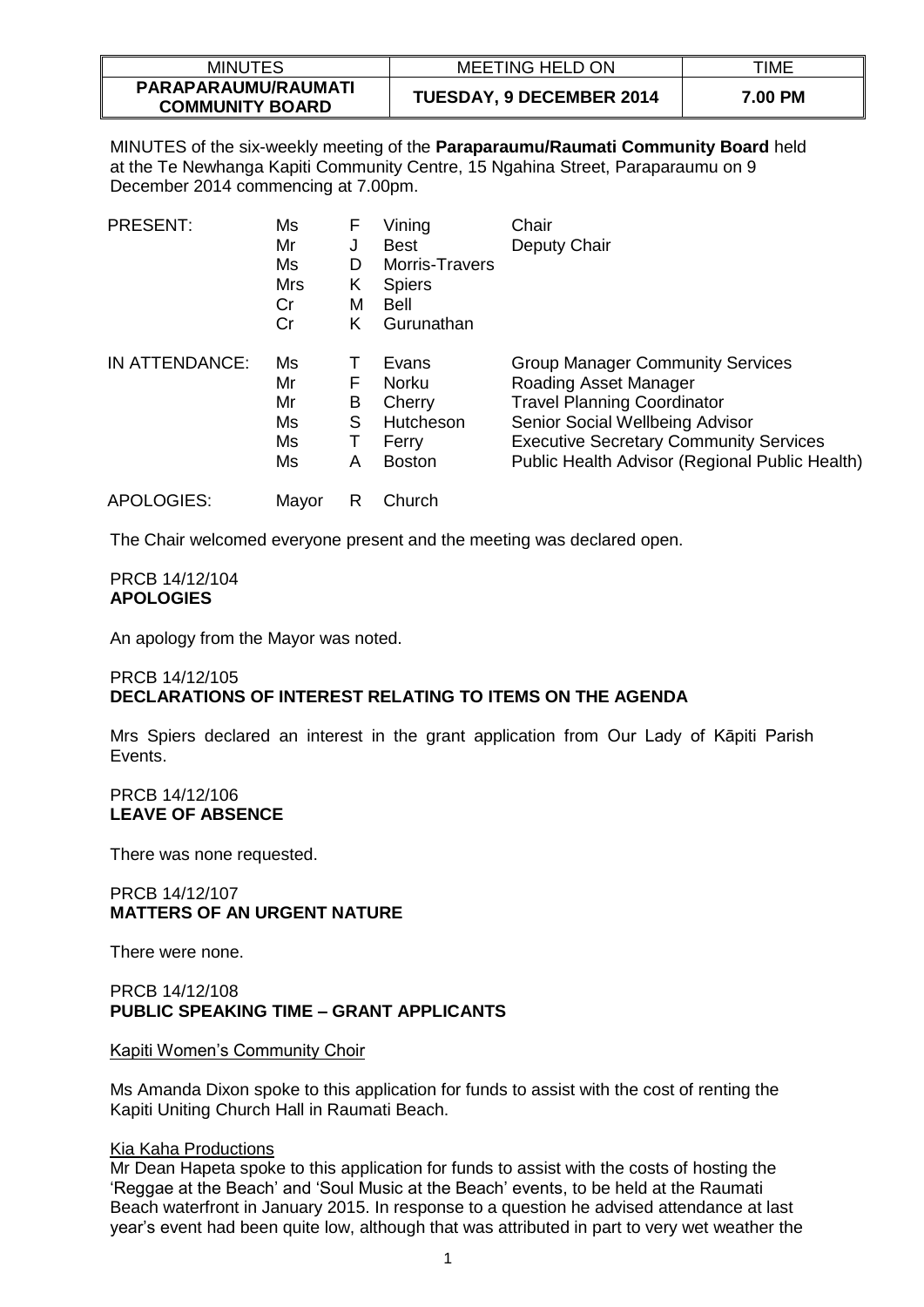| MINUTES | MEETING HELD ON | TIME |
|---|---|---|
| **PARAPARAUMU/RAUMATI COMMUNITY BOARD** | **TUESDAY, 9 DECEMBER 2014** | **7.00 PM** |

MINUTES of the six-weekly meeting of the **Paraparaumu/Raumati Community Board** held at the Te Newhanga Kapiti Community Centre, 15 Ngahina Street, Paraparaumu on 9 December 2014 commencing at 7.00pm.

| | | | | |
|---|---|---|---|---|
| PRESENT: | Ms | F | Vining | Chair |
| | Mr | J | Best | Deputy Chair |
| | Ms | D | Morris-Travers | |
| | Mrs | K | Spiers | |
| | Cr | M | Bell | |
| | Cr | K | Gurunathan | |
| IN ATTENDANCE: | Ms | T | Evans | Group Manager Community Services |
| | Mr | F | Norku | Roading Asset Manager |
| | Mr | B | Cherry | Travel Planning Coordinator |
| | Ms | S | Hutcheson | Senior Social Wellbeing Advisor |
| | Ms | T | Ferry | Executive Secretary Community Services |
| | Ms | A | Boston | Public Health Advisor (Regional Public Health) |
| APOLOGIES: | Mayor | R | Church | |

The Chair welcomed everyone present and the meeting was declared open.

PRCB 14/12/104
**APOLOGIES**

An apology from the Mayor was noted.

PRCB 14/12/105
**DECLARATIONS OF INTEREST RELATING TO ITEMS ON THE AGENDA**

Mrs Spiers declared an interest in the grant application from Our Lady of Kāpiti Parish Events.

PRCB 14/12/106
**LEAVE OF ABSENCE**

There was none requested.

PRCB 14/12/107
**MATTERS OF AN URGENT NATURE**

There were none.

PRCB 14/12/108
**PUBLIC SPEAKING TIME – GRANT APPLICANTS**

Kapiti Women's Community Choir

Ms Amanda Dixon spoke to this application for funds to assist with the cost of renting the Kapiti Uniting Church Hall in Raumati Beach.

Kia Kaha Productions

Mr Dean Hapeta spoke to this application for funds to assist with the costs of hosting the 'Reggae at the Beach' and 'Soul Music at the Beach' events, to be held at the Raumati Beach waterfront in January 2015. In response to a question he advised attendance at last year's event had been quite low, although that was attributed in part to very wet weather the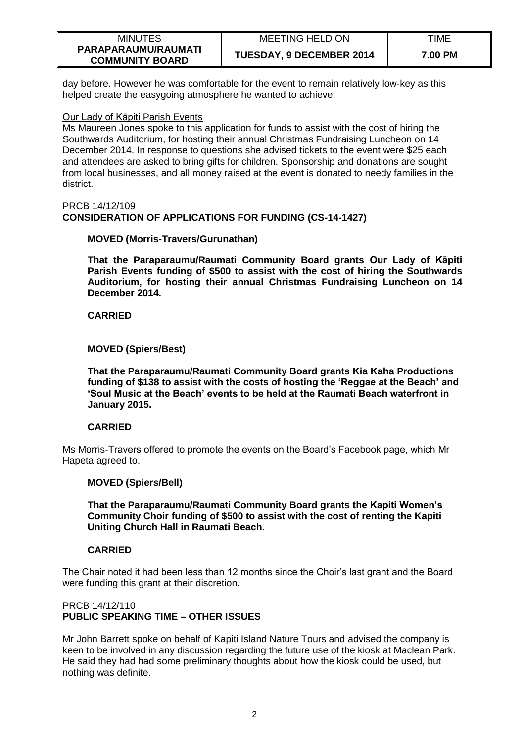day before. However he was comfortable for the event to remain relatively low-key as this helped create the easygoing atmosphere he wanted to achieve.

Our Lady of Kāpiti Parish Events

Ms Maureen Jones spoke to this application for funds to assist with the cost of hiring the Southwards Auditorium, for hosting their annual Christmas Fundraising Luncheon on 14 December 2014. In response to questions she advised tickets to the event were $25 each and attendees are asked to bring gifts for children. Sponsorship and donations are sought from local businesses, and all money raised at the event is donated to needy families in the district.

PRCB 14/12/109

**CONSIDERATION OF APPLICATIONS FOR FUNDING (CS-14-1427)**

**MOVED (Morris-Travers/Gurunathan)**

**That the Paraparaumu/Raumati Community Board grants Our Lady of Kāpiti Parish Events funding of $500 to assist with the cost of hiring the Southwards Auditorium, for hosting their annual Christmas Fundraising Luncheon on 14 December 2014.**

**CARRIED**

**MOVED (Spiers/Best)**

**That the Paraparaumu/Raumati Community Board grants Kia Kaha Productions funding of $138 to assist with the costs of hosting the 'Reggae at the Beach' and 'Soul Music at the Beach' events to be held at the Raumati Beach waterfront in January 2015.**

**CARRIED**

Ms Morris-Travers offered to promote the events on the Board's Facebook page, which Mr Hapeta agreed to.

**MOVED (Spiers/Bell)**

**That the Paraparaumu/Raumati Community Board grants the Kapiti Women's Community Choir funding of $500 to assist with the cost of renting the Kapiti Uniting Church Hall in Raumati Beach.**

**CARRIED**

The Chair noted it had been less than 12 months since the Choir's last grant and the Board were funding this grant at their discretion.

PRCB 14/12/110

**PUBLIC SPEAKING TIME – OTHER ISSUES**

Mr John Barrett spoke on behalf of Kapiti Island Nature Tours and advised the company is keen to be involved in any discussion regarding the future use of the kiosk at Maclean Park. He said they had had some preliminary thoughts about how the kiosk could be used, but nothing was definite.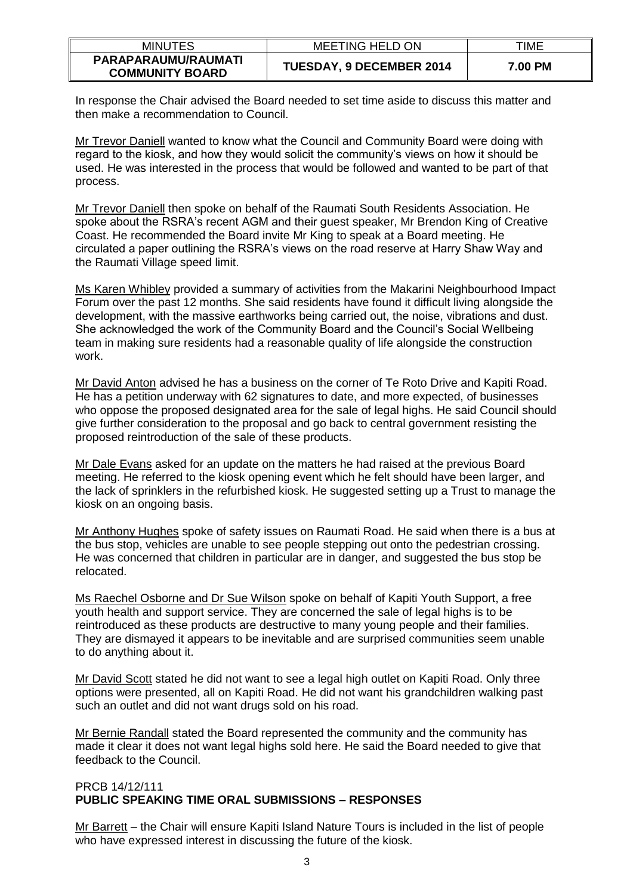In response the Chair advised the Board needed to set time aside to discuss this matter and then make a recommendation to Council.

Mr Trevor Daniell wanted to know what the Council and Community Board were doing with regard to the kiosk, and how they would solicit the community's views on how it should be used. He was interested in the process that would be followed and wanted to be part of that process.

Mr Trevor Daniell then spoke on behalf of the Raumati South Residents Association. He spoke about the RSRA's recent AGM and their guest speaker, Mr Brendon King of Creative Coast. He recommended the Board invite Mr King to speak at a Board meeting. He circulated a paper outlining the RSRA's views on the road reserve at Harry Shaw Way and the Raumati Village speed limit.

Ms Karen Whibley provided a summary of activities from the Makarini Neighbourhood Impact Forum over the past 12 months. She said residents have found it difficult living alongside the development, with the massive earthworks being carried out, the noise, vibrations and dust. She acknowledged the work of the Community Board and the Council's Social Wellbeing team in making sure residents had a reasonable quality of life alongside the construction work.

Mr David Anton advised he has a business on the corner of Te Roto Drive and Kapiti Road. He has a petition underway with 62 signatures to date, and more expected, of businesses who oppose the proposed designated area for the sale of legal highs. He said Council should give further consideration to the proposal and go back to central government resisting the proposed reintroduction of the sale of these products.

Mr Dale Evans asked for an update on the matters he had raised at the previous Board meeting. He referred to the kiosk opening event which he felt should have been larger, and the lack of sprinklers in the refurbished kiosk. He suggested setting up a Trust to manage the kiosk on an ongoing basis.

Mr Anthony Hughes spoke of safety issues on Raumati Road. He said when there is a bus at the bus stop, vehicles are unable to see people stepping out onto the pedestrian crossing. He was concerned that children in particular are in danger, and suggested the bus stop be relocated.

Ms Raechel Osborne and Dr Sue Wilson spoke on behalf of Kapiti Youth Support, a free youth health and support service. They are concerned the sale of legal highs is to be reintroduced as these products are destructive to many young people and their families. They are dismayed it appears to be inevitable and are surprised communities seem unable to do anything about it.

Mr David Scott stated he did not want to see a legal high outlet on Kapiti Road. Only three options were presented, all on Kapiti Road. He did not want his grandchildren walking past such an outlet and did not want drugs sold on his road.

Mr Bernie Randall stated the Board represented the community and the community has made it clear it does not want legal highs sold here. He said the Board needed to give that feedback to the Council.

PRCB 14/12/111
**PUBLIC SPEAKING TIME ORAL SUBMISSIONS – RESPONSES**

Mr Barrett – the Chair will ensure Kapiti Island Nature Tours is included in the list of people who have expressed interest in discussing the future of the kiosk.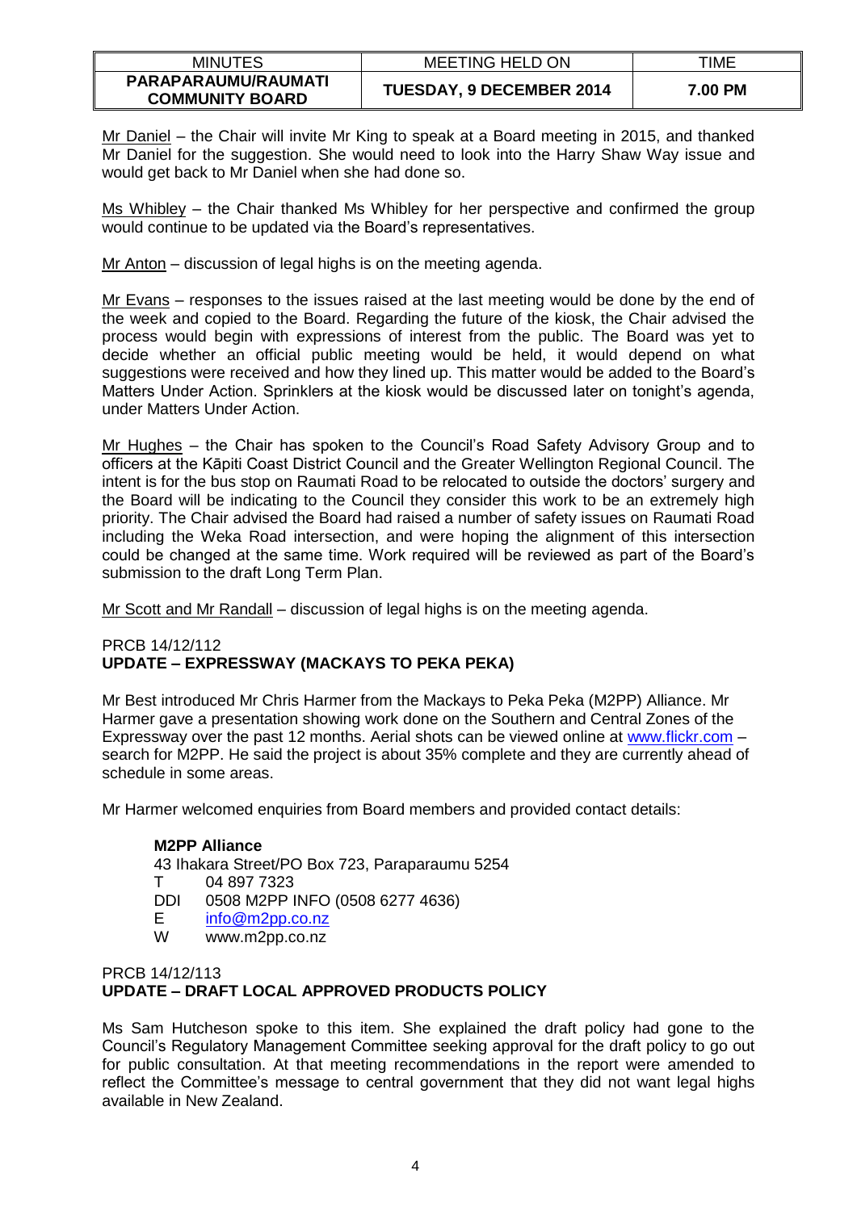Mr Daniel – the Chair will invite Mr King to speak at a Board meeting in 2015, and thanked Mr Daniel for the suggestion. She would need to look into the Harry Shaw Way issue and would get back to Mr Daniel when she had done so.

Ms Whibley – the Chair thanked Ms Whibley for her perspective and confirmed the group would continue to be updated via the Board's representatives.

Mr Anton – discussion of legal highs is on the meeting agenda.

Mr Evans – responses to the issues raised at the last meeting would be done by the end of the week and copied to the Board. Regarding the future of the kiosk, the Chair advised the process would begin with expressions of interest from the public. The Board was yet to decide whether an official public meeting would be held, it would depend on what suggestions were received and how they lined up. This matter would be added to the Board's Matters Under Action. Sprinklers at the kiosk would be discussed later on tonight's agenda, under Matters Under Action.

Mr Hughes – the Chair has spoken to the Council's Road Safety Advisory Group and to officers at the Kāpiti Coast District Council and the Greater Wellington Regional Council. The intent is for the bus stop on Raumati Road to be relocated to outside the doctors' surgery and the Board will be indicating to the Council they consider this work to be an extremely high priority. The Chair advised the Board had raised a number of safety issues on Raumati Road including the Weka Road intersection, and were hoping the alignment of this intersection could be changed at the same time. Work required will be reviewed as part of the Board's submission to the draft Long Term Plan.

Mr Scott and Mr Randall – discussion of legal highs is on the meeting agenda.

PRCB 14/12/112
**UPDATE – EXPRESSWAY (MACKAYS TO PEKA PEKA)**

Mr Best introduced Mr Chris Harmer from the Mackays to Peka Peka (M2PP) Alliance. Mr Harmer gave a presentation showing work done on the Southern and Central Zones of the Expressway over the past 12 months. Aerial shots can be viewed online at www.flickr.com – search for M2PP. He said the project is about 35% complete and they are currently ahead of schedule in some areas.

Mr Harmer welcomed enquiries from Board members and provided contact details:

**M2PP Alliance**
43 Ihakara Street/PO Box 723, Paraparaumu 5254
T 04 897 7323
DDI 0508 M2PP INFO (0508 6277 4636)
E info@m2pp.co.nz
W www.m2pp.co.nz

PRCB 14/12/113
**UPDATE – DRAFT LOCAL APPROVED PRODUCTS POLICY**

Ms Sam Hutcheson spoke to this item. She explained the draft policy had gone to the Council's Regulatory Management Committee seeking approval for the draft policy to go out for public consultation. At that meeting recommendations in the report were amended to reflect the Committee's message to central government that they did not want legal highs available in New Zealand.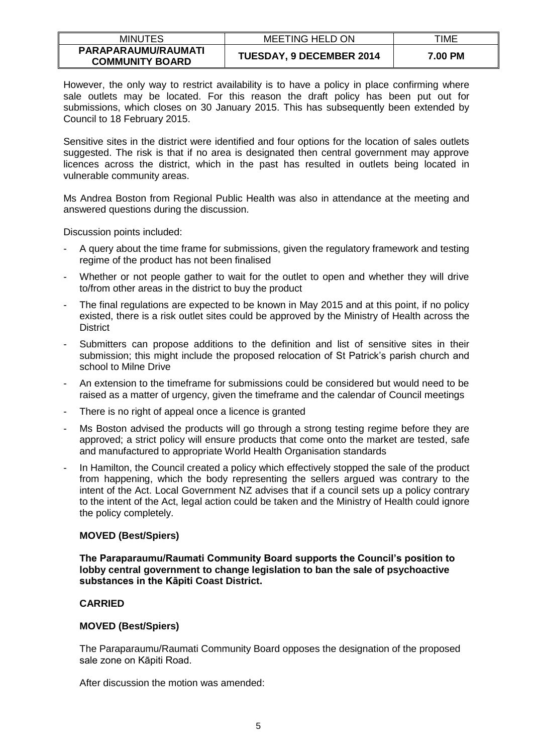However, the only way to restrict availability is to have a policy in place confirming where sale outlets may be located. For this reason the draft policy has been put out for submissions, which closes on 30 January 2015. This has subsequently been extended by Council to 18 February 2015.

Sensitive sites in the district were identified and four options for the location of sales outlets suggested. The risk is that if no area is designated then central government may approve licences across the district, which in the past has resulted in outlets being located in vulnerable community areas.

Ms Andrea Boston from Regional Public Health was also in attendance at the meeting and answered questions during the discussion.

Discussion points included:

- A query about the time frame for submissions, given the regulatory framework and testing regime of the product has not been finalised
- Whether or not people gather to wait for the outlet to open and whether they will drive to/from other areas in the district to buy the product
- The final regulations are expected to be known in May 2015 and at this point, if no policy existed, there is a risk outlet sites could be approved by the Ministry of Health across the District
- Submitters can propose additions to the definition and list of sensitive sites in their submission; this might include the proposed relocation of St Patrick's parish church and school to Milne Drive
- An extension to the timeframe for submissions could be considered but would need to be raised as a matter of urgency, given the timeframe and the calendar of Council meetings
- There is no right of appeal once a licence is granted
- Ms Boston advised the products will go through a strong testing regime before they are approved; a strict policy will ensure products that come onto the market are tested, safe and manufactured to appropriate World Health Organisation standards
- In Hamilton, the Council created a policy which effectively stopped the sale of the product from happening, which the body representing the sellers argued was contrary to the intent of the Act. Local Government NZ advises that if a council sets up a policy contrary to the intent of the Act, legal action could be taken and the Ministry of Health could ignore the policy completely.

**MOVED (Best/Spiers)**

**The Paraparaumu/Raumati Community Board supports the Council's position to lobby central government to change legislation to ban the sale of psychoactive substances in the Kāpiti Coast District.**

**CARRIED**

**MOVED (Best/Spiers)**

The Paraparaumu/Raumati Community Board opposes the designation of the proposed sale zone on Kāpiti Road.

After discussion the motion was amended: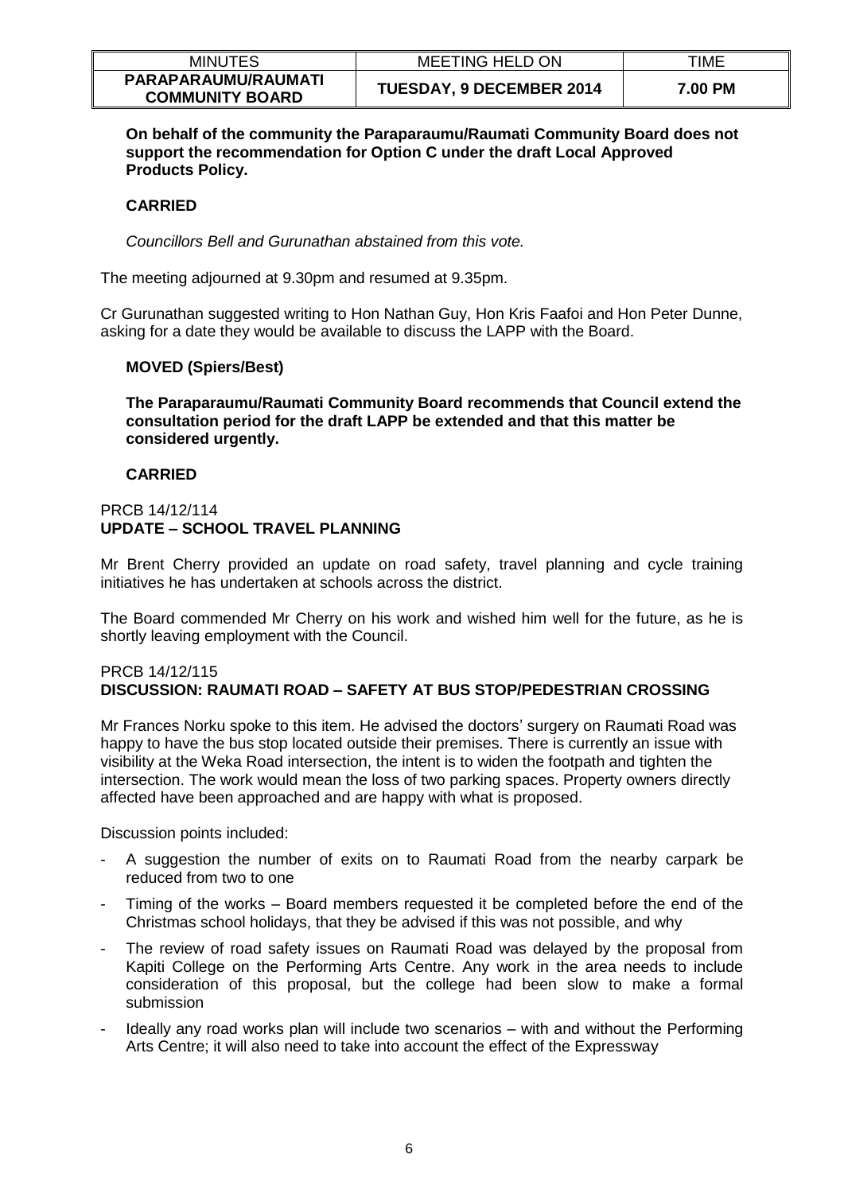**On behalf of the community the Paraparaumu/Raumati Community Board does not support the recommendation for Option C under the draft Local Approved Products Policy.**

**CARRIED**

*Councillors Bell and Gurunathan abstained from this vote.*

The meeting adjourned at 9.30pm and resumed at 9.35pm.

Cr Gurunathan suggested writing to Hon Nathan Guy, Hon Kris Faafoi and Hon Peter Dunne, asking for a date they would be available to discuss the LAPP with the Board.

**MOVED (Spiers/Best)**

**The Paraparaumu/Raumati Community Board recommends that Council extend the consultation period for the draft LAPP be extended and that this matter be considered urgently.**

**CARRIED**

PRCB 14/12/114
**UPDATE – SCHOOL TRAVEL PLANNING**

Mr Brent Cherry provided an update on road safety, travel planning and cycle training initiatives he has undertaken at schools across the district.

The Board commended Mr Cherry on his work and wished him well for the future, as he is shortly leaving employment with the Council.

PRCB 14/12/115
**DISCUSSION: RAUMATI ROAD – SAFETY AT BUS STOP/PEDESTRIAN CROSSING**

Mr Frances Norku spoke to this item. He advised the doctors' surgery on Raumati Road was happy to have the bus stop located outside their premises. There is currently an issue with visibility at the Weka Road intersection, the intent is to widen the footpath and tighten the intersection. The work would mean the loss of two parking spaces. Property owners directly affected have been approached and are happy with what is proposed.

Discussion points included:

- A suggestion the number of exits on to Raumati Road from the nearby carpark be reduced from two to one
- Timing of the works – Board members requested it be completed before the end of the Christmas school holidays, that they be advised if this was not possible, and why
- The review of road safety issues on Raumati Road was delayed by the proposal from Kapiti College on the Performing Arts Centre. Any work in the area needs to include consideration of this proposal, but the college had been slow to make a formal submission
- Ideally any road works plan will include two scenarios – with and without the Performing Arts Centre; it will also need to take into account the effect of the Expressway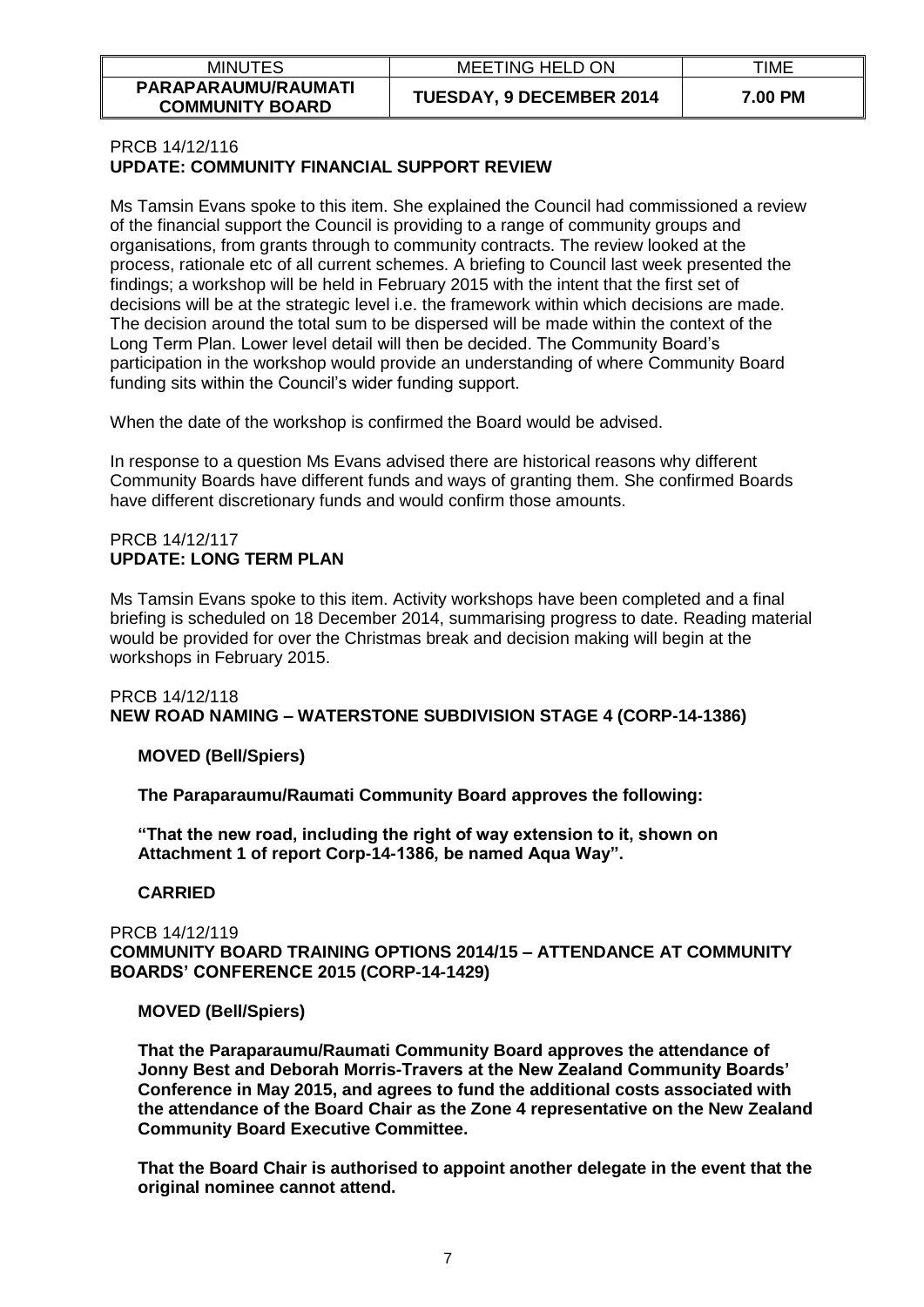| MINUTES | MEETING HELD ON | TIME |
| --- | --- | --- |
| **PARAPARAUMU/RAUMATI COMMUNITY BOARD** | **TUESDAY, 9 DECEMBER 2014** | **7.00 PM** |

PRCB 14/12/116
**UPDATE: COMMUNITY FINANCIAL SUPPORT REVIEW**

Ms Tamsin Evans spoke to this item. She explained the Council had commissioned a review of the financial support the Council is providing to a range of community groups and organisations, from grants through to community contracts. The review looked at the process, rationale etc of all current schemes. A briefing to Council last week presented the findings; a workshop will be held in February 2015 with the intent that the first set of decisions will be at the strategic level i.e. the framework within which decisions are made. The decision around the total sum to be dispersed will be made within the context of the Long Term Plan. Lower level detail will then be decided. The Community Board's participation in the workshop would provide an understanding of where Community Board funding sits within the Council's wider funding support.

When the date of the workshop is confirmed the Board would be advised.

In response to a question Ms Evans advised there are historical reasons why different Community Boards have different funds and ways of granting them. She confirmed Boards have different discretionary funds and would confirm those amounts.

PRCB 14/12/117
**UPDATE: LONG TERM PLAN**

Ms Tamsin Evans spoke to this item. Activity workshops have been completed and a final briefing is scheduled on 18 December 2014, summarising progress to date. Reading material would be provided for over the Christmas break and decision making will begin at the workshops in February 2015.

PRCB 14/12/118
**NEW ROAD NAMING – WATERSTONE SUBDIVISION STAGE 4 (CORP-14-1386)**

**MOVED (Bell/Spiers)**

**The Paraparaumu/Raumati Community Board approves the following:**

**"That the new road, including the right of way extension to it, shown on Attachment 1 of report Corp-14-1386, be named Aqua Way".**

**CARRIED**

PRCB 14/12/119
**COMMUNITY BOARD TRAINING OPTIONS 2014/15 – ATTENDANCE AT COMMUNITY BOARDS' CONFERENCE 2015 (CORP-14-1429)**

**MOVED (Bell/Spiers)**

**That the Paraparaumu/Raumati Community Board approves the attendance of Jonny Best and Deborah Morris-Travers at the New Zealand Community Boards' Conference in May 2015, and agrees to fund the additional costs associated with the attendance of the Board Chair as the Zone 4 representative on the New Zealand Community Board Executive Committee.**

**That the Board Chair is authorised to appoint another delegate in the event that the original nominee cannot attend.**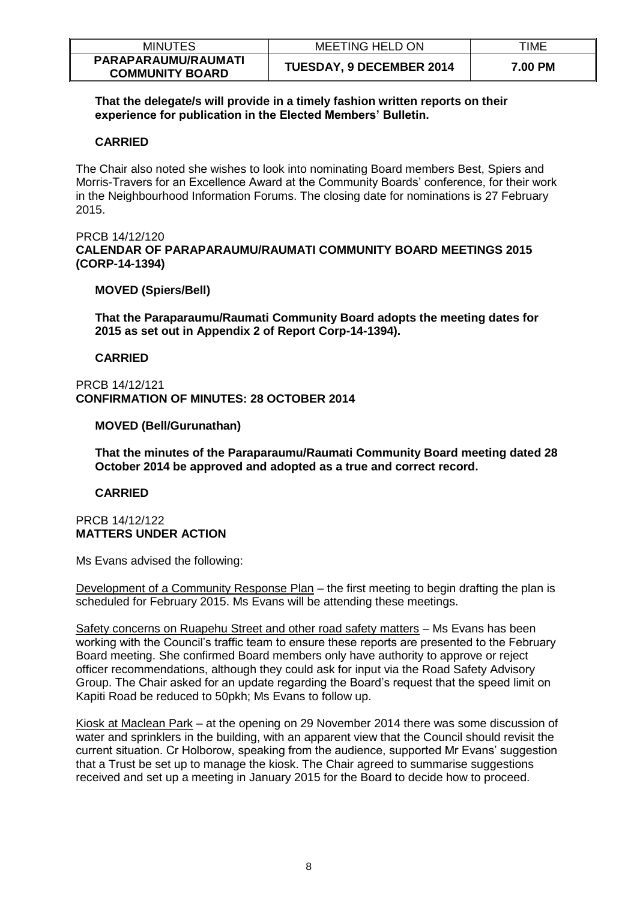**That the delegate/s will provide in a timely fashion written reports on their experience for publication in the Elected Members' Bulletin.**

**CARRIED**

The Chair also noted she wishes to look into nominating Board members Best, Spiers and Morris-Travers for an Excellence Award at the Community Boards' conference, for their work in the Neighbourhood Information Forums. The closing date for nominations is 27 February 2015.

PRCB 14/12/120
**CALENDAR OF PARAPARAUMU/RAUMATI COMMUNITY BOARD MEETINGS 2015 (CORP-14-1394)**

**MOVED (Spiers/Bell)**

**That the Paraparaumu/Raumati Community Board adopts the meeting dates for 2015 as set out in Appendix 2 of Report Corp-14-1394).**

**CARRIED**

PRCB 14/12/121
**CONFIRMATION OF MINUTES: 28 OCTOBER 2014**

**MOVED (Bell/Gurunathan)**

**That the minutes of the Paraparaumu/Raumati Community Board meeting dated 28 October 2014 be approved and adopted as a true and correct record.**

**CARRIED**

PRCB 14/12/122
**MATTERS UNDER ACTION**

Ms Evans advised the following:

Development of a Community Response Plan – the first meeting to begin drafting the plan is scheduled for February 2015. Ms Evans will be attending these meetings.

Safety concerns on Ruapehu Street and other road safety matters – Ms Evans has been working with the Council's traffic team to ensure these reports are presented to the February Board meeting. She confirmed Board members only have authority to approve or reject officer recommendations, although they could ask for input via the Road Safety Advisory Group. The Chair asked for an update regarding the Board's request that the speed limit on Kapiti Road be reduced to 50pkh; Ms Evans to follow up.

Kiosk at Maclean Park – at the opening on 29 November 2014 there was some discussion of water and sprinklers in the building, with an apparent view that the Council should revisit the current situation. Cr Holborow, speaking from the audience, supported Mr Evans' suggestion that a Trust be set up to manage the kiosk. The Chair agreed to summarise suggestions received and set up a meeting in January 2015 for the Board to decide how to proceed.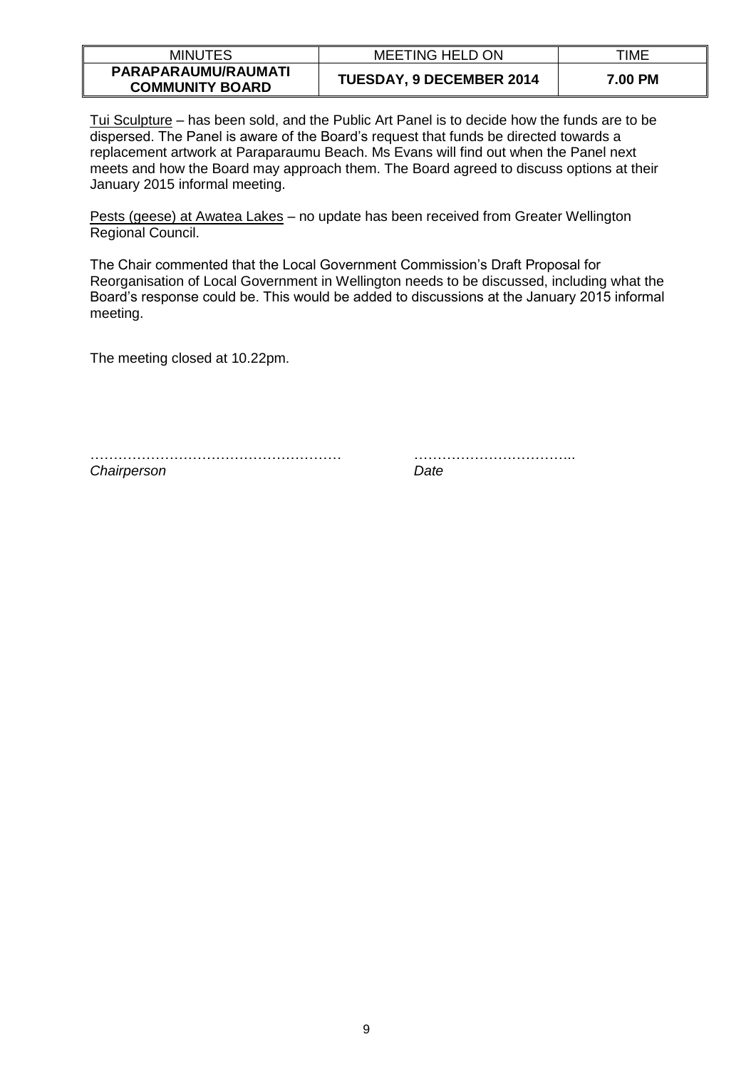Tui Sculpture – has been sold, and the Public Art Panel is to decide how the funds are to be dispersed. The Panel is aware of the Board's request that funds be directed towards a replacement artwork at Paraparaumu Beach. Ms Evans will find out when the Panel next meets and how the Board may approach them. The Board agreed to discuss options at their January 2015 informal meeting.

Pests (geese) at Awatea Lakes – no update has been received from Greater Wellington Regional Council.

The Chair commented that the Local Government Commission's Draft Proposal for Reorganisation of Local Government in Wellington needs to be discussed, including what the Board's response could be. This would be added to discussions at the January 2015 informal meeting.

The meeting closed at 10.22pm.

……………………………………………… ……………………………..

*Chairperson* *Date*